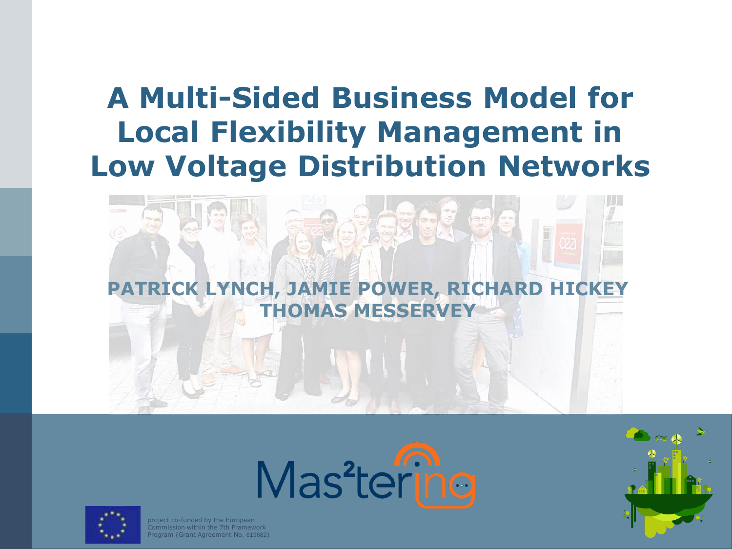# A Multi-Sided Business Model for Local Flexibility Management in Low Voltage Distribution Networks

**PATRICK LYNCH, JAMIE POWER, RICHARD HICKEY THOMAS MESSERVEY**

Mas²tering

project co-funded by the European Commission within the 7th Framework Program (Grant Agreement No. 619682)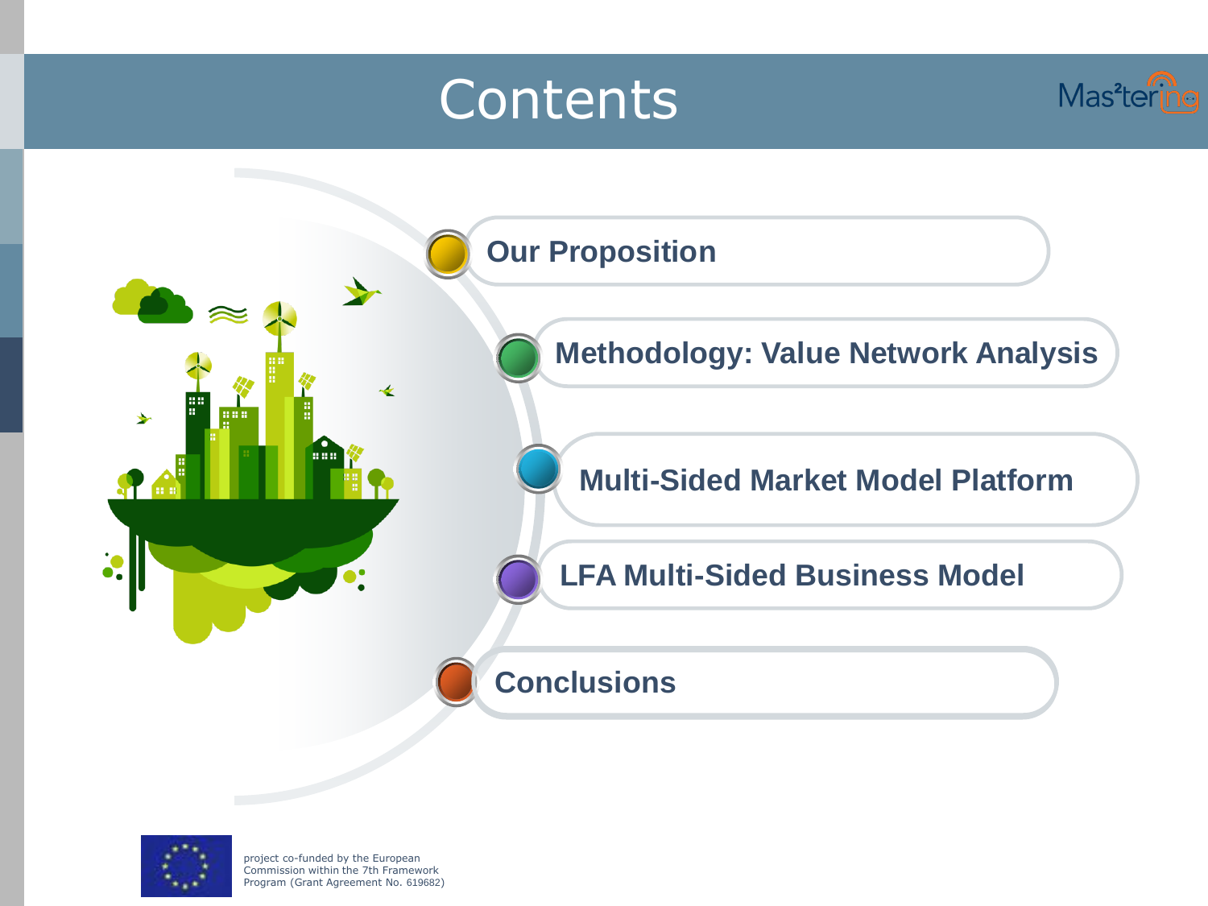# Contents

- Our Proposition
- Methodology: Value Network Analysis
- Multi-Sided Market Model Platform
- LFA Multi-Sided Business Model
- Conclusions

project co-funded by the European Commission within the 7th Framework Program (Grant Agreement No. 619682)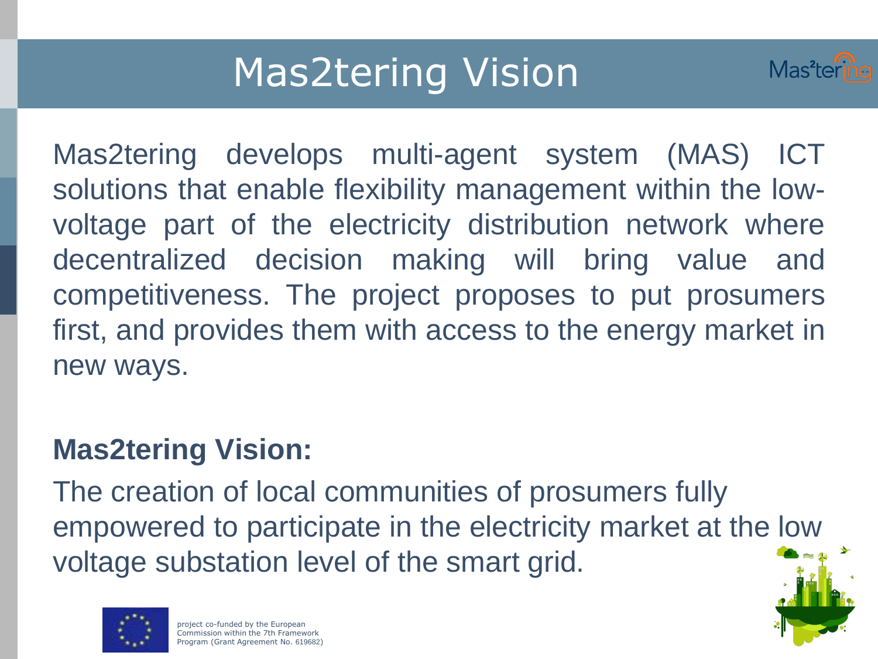# Mas2tering Vision

Mas2tering develops multi-agent system (MAS) ICT solutions that enable flexibility management within the low-voltage part of the electricity distribution network where decentralized decision making will bring value and competitiveness. The project proposes to put prosumers first, and provides them with access to the energy market in new ways.

**Mas2tering Vision:**

The creation of local communities of prosumers fully empowered to participate in the electricity market at the low voltage substation level of the smart grid.

project co-funded by the European Commission within the 7th Framework Program (Grant Agreement No. 619682)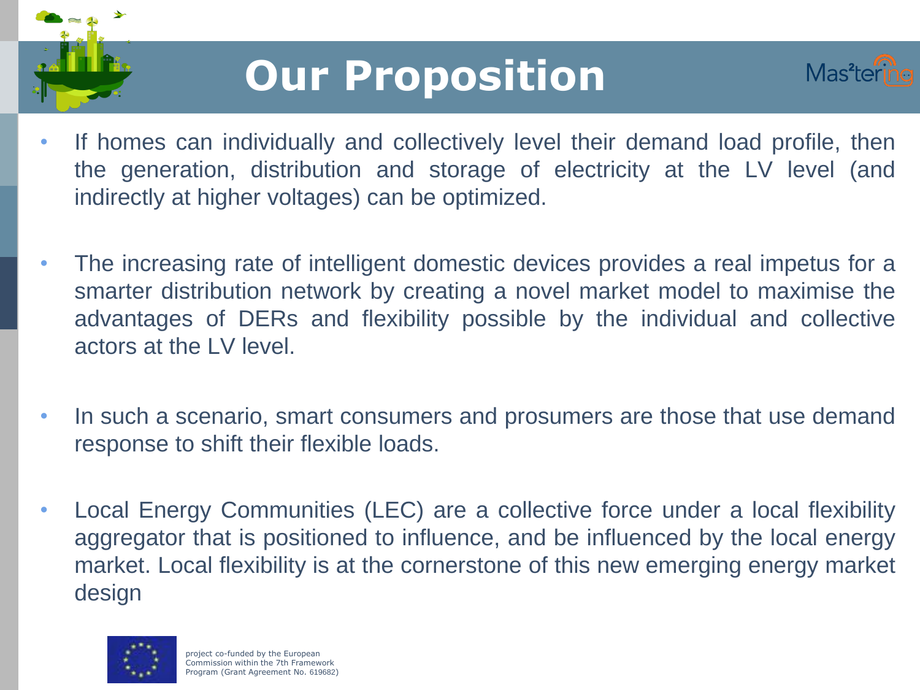# Our Proposition

- If homes can individually and collectively level their demand load profile, then the generation, distribution and storage of electricity at the LV level (and indirectly at higher voltages) can be optimized.

- The increasing rate of intelligent domestic devices provides a real impetus for a smarter distribution network by creating a novel market model to maximise the advantages of DERs and flexibility possible by the individual and collective actors at the LV level.

- In such a scenario, smart consumers and prosumers are those that use demand response to shift their flexible loads.

- Local Energy Communities (LEC) are a collective force under a local flexibility aggregator that is positioned to influence, and be influenced by the local energy market. Local flexibility is at the cornerstone of this new emerging energy market design

project co-funded by the European Commission within the 7th Framework Program (Grant Agreement No. 619682)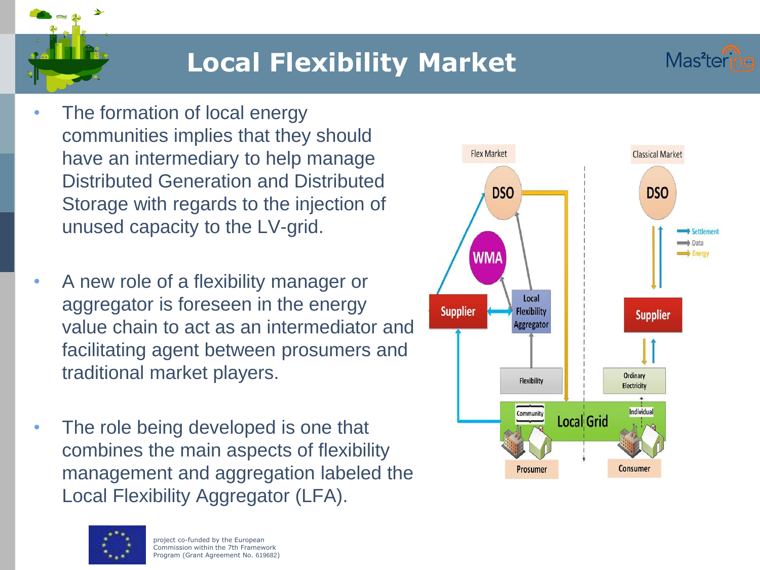# Local Flexibility Market

- The formation of local energy communities implies that they should have an intermediary to help manage Distributed Generation and Distributed Storage with regards to the injection of unused capacity to the LV-grid.
- A new role of a flexibility manager or aggregator is foreseen in the energy value chain to act as an intermediator and facilitating agent between prosumers and traditional market players.
- The role being developed is one that combines the main aspects of flexibility management and aggregation labeled the Local Flexibility Aggregator (LFA).

Flex Market

Classical Market

DSO

DSO

WMA

Supplier

Local Flexibility Aggregator

Supplier

Settlement

Data

Energy

Flexibility

Ordinary Electricity

Community

Individual

Local Grid

Prosumer

Consumer

project co-funded by the European Commission within the 7th Framework Program (Grant Agreement No. 619682)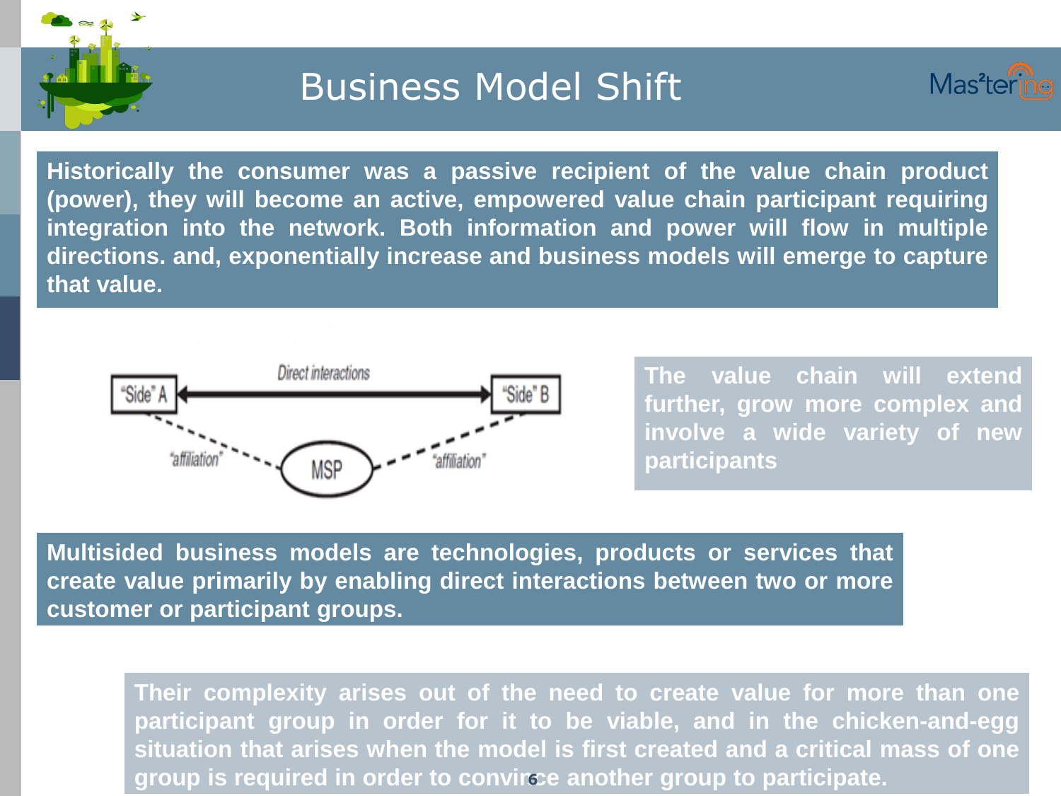# Business Model Shift

Historically the consumer was a passive recipient of the value chain product (power), they will become an active, empowered value chain participant requiring integration into the network. Both information and power will flow in multiple directions. and, exponentially increase and business models will emerge to capture that value.

"Side" A

Direct interactions

"Side" B

"affiliation"

MSP

"affiliation"

The value chain will extend further, grow more complex and involve a wide variety of new participants

Multisided business models are technologies, products or services that create value primarily by enabling direct interactions between two or more customer or participant groups.

Their complexity arises out of the need to create value for more than one participant group in order for it to be viable, and in the chicken-and-egg situation that arises when the model is first created and a critical mass of one group is required in order to convince another group to participate.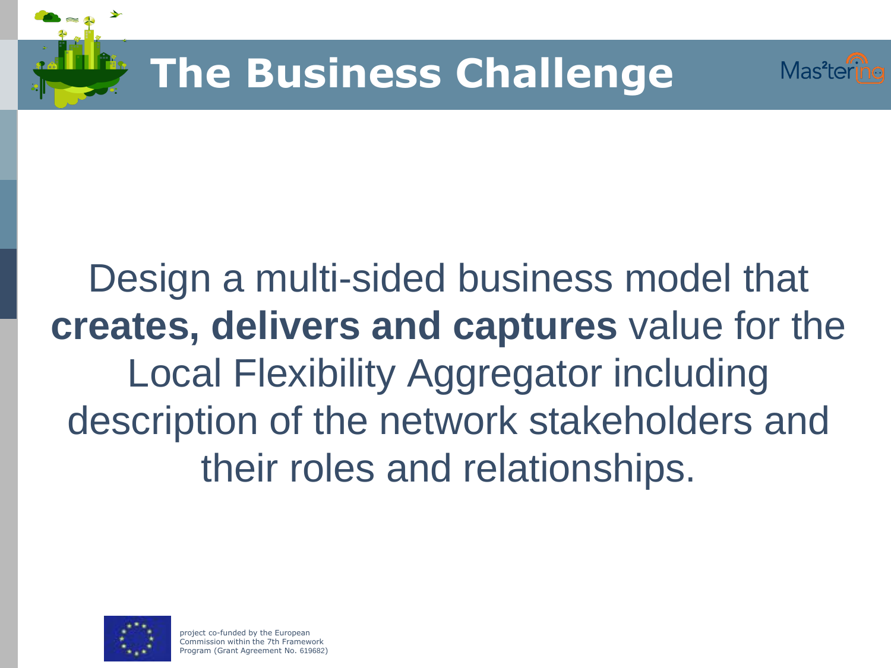# The Business Challenge

Design a multi-sided business model that **creates, delivers and captures** value for the Local Flexibility Aggregator including description of the network stakeholders and their roles and relationships.

project co-funded by the European Commission within the 7th Framework Program (Grant Agreement No. 619682)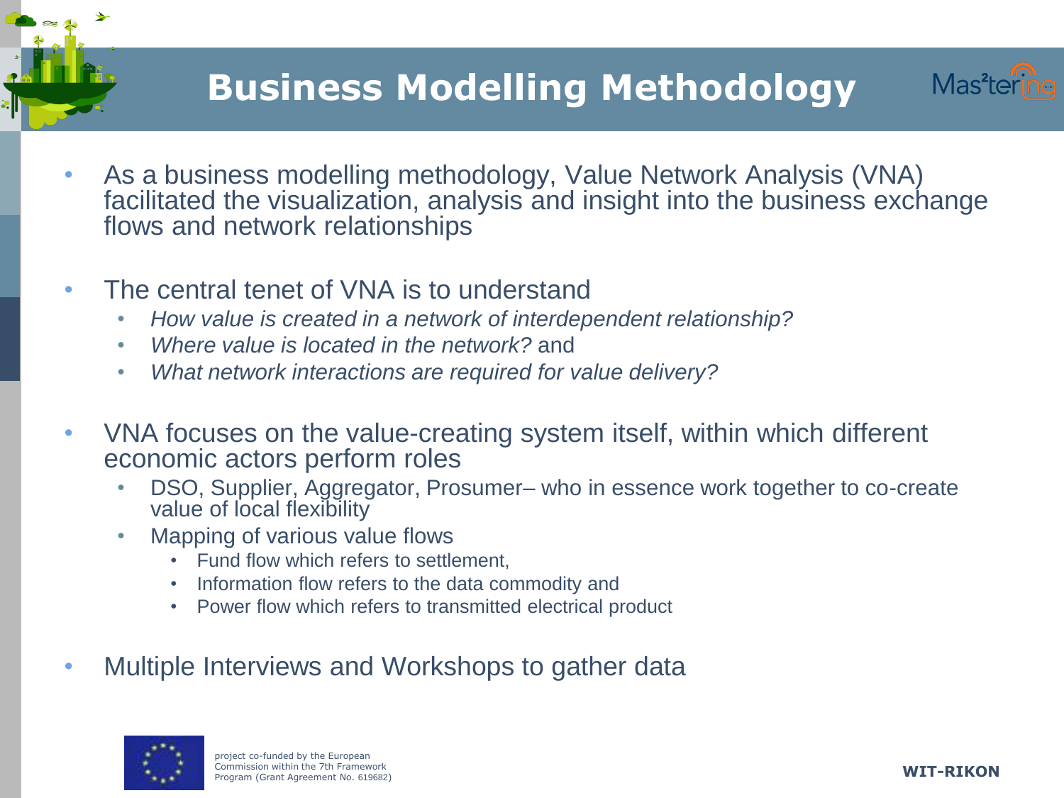# Business Modelling Methodology

- As a business modelling methodology, Value Network Analysis (VNA) facilitated the visualization, analysis and insight into the business exchange flows and network relationships
- The central tenet of VNA is to understand
  - *How value is created in a network of interdependent relationship?*
  - *Where value is located in the network?* and
  - *What network interactions are required for value delivery?*
- VNA focuses on the value-creating system itself, within which different economic actors perform roles
  - DSO, Supplier, Aggregator, Prosumer– who in essence work together to co-create value of local flexibility
  - Mapping of various value flows
    - Fund flow which refers to settlement,
    - Information flow refers to the data commodity and
    - Power flow which refers to transmitted electrical product
- Multiple Interviews and Workshops to gather data

project co-funded by the European Commission within the 7th Framework Program (Grant Agreement No. 619682)

WIT-RIKON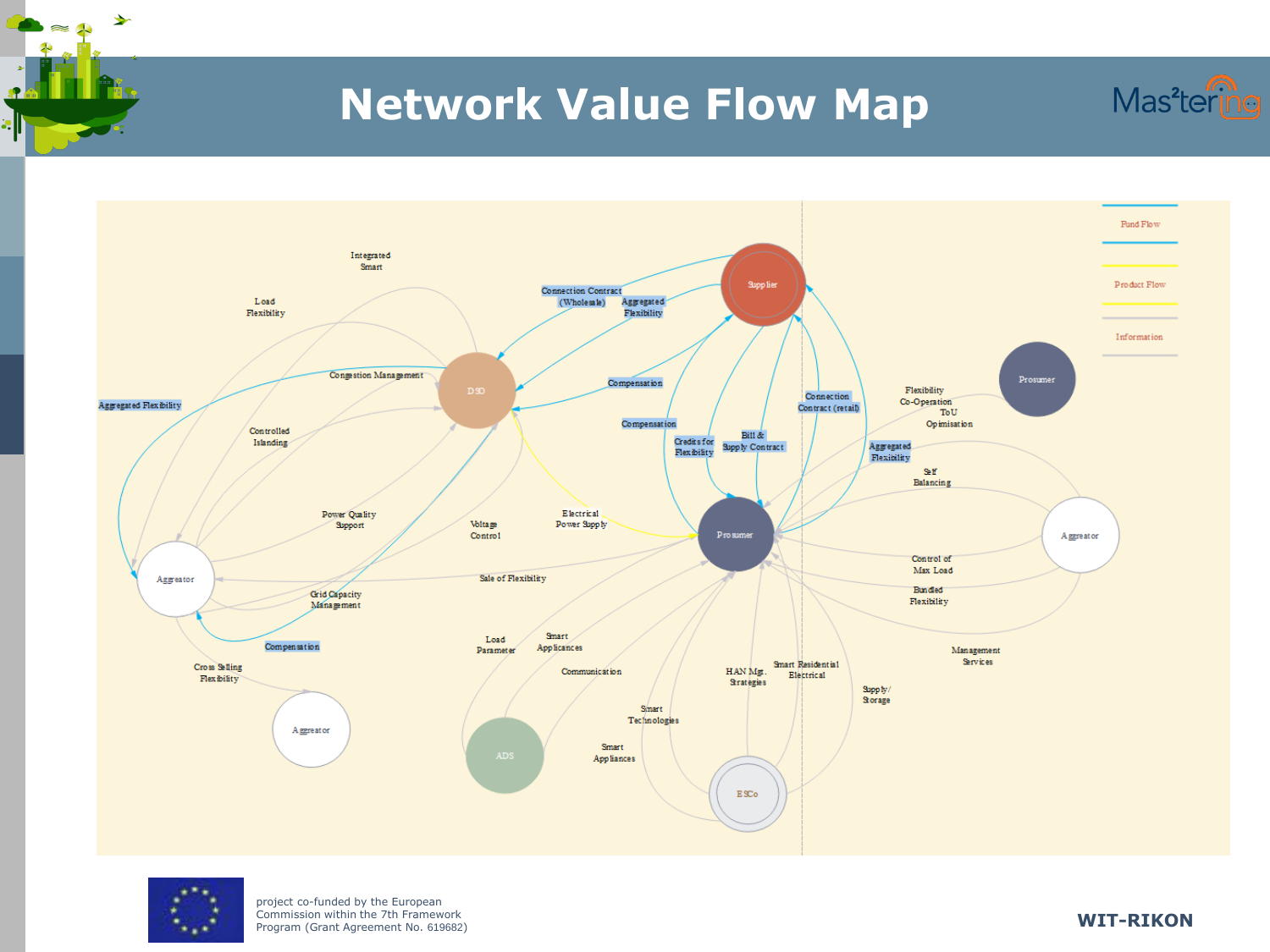# Network Value Flow Map

Fund Flow

Product Flow

Information

Supplier

DSO

Prosumer

Aggregator

ADS

ESCo

Integrated Smart

Load Flexibility

Connection Contract (Wholesale)

Aggregated Flexibility

Congestion Management

Aggregated Flexibility

Compensation

Compensation

Controlled Islanding

Credits for Flexibility

Bill & Supply Contract

Connection Contract (retail)

Flexibility Co-Operation

ToU Opimisation

Aggregated Flexibility

Self Balancing

Power Quality Support

Voltage Control

Electrical Power Supply

Sale of Flexibility

Grid Capacity Management

Compensation

Control of Max Load

Bundled Flexibility

Cross Selling Flexibility

Load Parameter

Smart Applicances

Communication

Smart Technologies

Smart Appliances

HAN Mgt. Strategies

Smart Residential Electrical

Supply/ Storage

Management Services

project co-funded by the European Commission within the 7th Framework Program (Grant Agreement No. 619682)

WIT-RIKON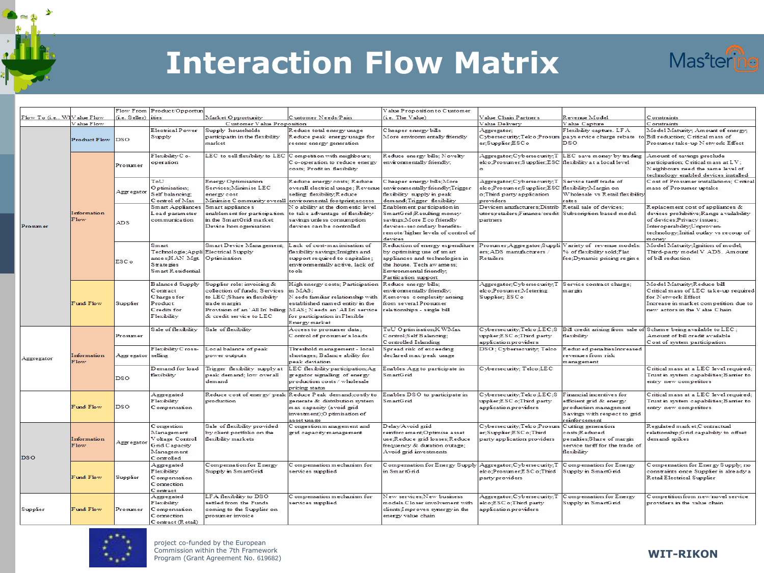# Interaction Flow Matrix

| Flow To (i.e.. Who) | Value Flow | Flow From (i.e. Seller) | Product/Opportunities | Market Opportunity | Customer Needs/Pain | Value Proposition to Customer (i.e. The Value) | Value Chain Partners | Revenue Model | Constraints |
|---|---|---|---|---|---|---|---|---|---|
| | Value Flow | | Customer Value Proposition | | | | Value Delivery | Value Capture | Constraints |
| Prosumer | Product Flow | DSO | Electrical Power Supply | Supply households participatin in the flexibility market | Reduce total energy usage Reduce peak energy usage for reener energy generation | Cheaper energy bills More environmentally friendly | Aggregator; Cybersecurity;Telco;Prosumer;Supplier;ESCo | Flexibility capture. LFA pays ervice charge rebate to DSO | Model Maturity; Amount of energy; Bill reduction; Critical mass of Prosumer take-up Network Effect |
| | Information Flow | Prosumer | Flexibility Co-operation | LEC to sell flexibility to LEC | Competion with neighbours; Co-operation to reduce energy costs; Profit in flexibility | Reduce energy bills; Novelty environmentally friendly; | Aggregator;Cybersecurity;Telco;Prosumer;Supplier;ESCo | LEC save money by trading flexibility at a local level | Amount of savings preclude participation; Critical mass at LV; Neighbours need the same level of technology enabled devices installed |
| | | Aggregator | ToU Optimisation; Self balancing; Control of Max | Energy Optimisation Services;Minimise LEC energy cost Minimise Community overall | Reduce energy costs; Reduce overall electrical usage; Revenue selling flexibility;Reduce environmental footprint;access | Cheaper energy bills;More environmentally friendly;Trigger flexibility supply in peak demand;Trigger flexibility | Aggregator;Cybersecurity;Telco;Prosumer;Supplier;ESCo;Third party application providers | Service tariff trade of flexibility;Margin on Wholesale vs Retail flexibility rates | Cost of Prosumer installations; Critical mass of Prosumer uptake |
| | | ADS | Smart Appliances Load parameter communication | Smart appliances enablement for participation in the SmartGrid market Device homogenisation | No ability at the domestic level to take advantage of flexibility savings unless consumption devices can be controlled | Enablement participation in SmartGrid;Resulting money savings;More Eco friendly devices-secondary benefits-remote/higher levels of control of devices | Devicemanufacturers;Distributors;retailers;Finance/credit partners | Retail sale of devices; Subscription based model | Replacement cost of appliances & devices prohibitive;Range availability of devices;Privacy issues; Interoperability;Unproven-technology;Initial outlay vs recoup of money |
| | | ESCo | Smart Technologie;Appliances;HAN Mgt. Strategies Smart Residential | Smart Device Management; Electrical Supply Optimisation | Lack of cost-maximisation of flexibility savings;Insights and support required to capitalise; environmentally active, lack of tools | Reduction of energy expenditure by optimising use of smart appliances and technologies in the house. Tech awarness; Environmental friendly; Participation support | Prosumer;Aggregator;Suppliers;ADS manufacturers / Retailers | Variety of revenue models: % of flexibility sold;Flat fee;Dynamic pricing regime | Model Maturity;Ignition of model; Third-party model V ADS. Amount of bill reduction |
| | Fund Flow | Supplier | Balanced Supply Contract Charges for Product Credits for Flexibility | Supplier role: invoicing & collection of funds; Services to LEC;Share in flexibility trade margin Provision of an 'All In' billing & credit service to LEC | High energy costs; Participation in MAS; Needs familiar relationship with established named entity in the MAS; Needs an 'All In' service for participation in Flexible Energy market | Reduce energy bills; environmentally friendly; Removes complexity arising from several Prosumer relationships - single bill | Aggregator;Cybersecurity;Telco;Prosumer;Metering Supplier; ESCo | Service contract charge; margin | Model Maturity;Reduce bill Critical mass of LEC take-up required for Network Effect Increase in market competition due to new actors in the Value Chain |
| Aggregator | Information Flow | Prosumer | Sale of flexibility | Sale of flexibility | Access to prosumer data; Control of prosumer's loads | ToU Optimisation;KWMax Control;Self Balancing; Controlled Islanding | Cybersecurity;Telco;LEC;Supplier;ESCo;Third party application providers | Bill credit arising from sale of flexibility | Scheme being available to LEC; Amount of bill credit available Cost of system participation |
| | | Aggregator | Flexibility Cross-selling | Local balance of peak power outputs | Threshold management - local shortages; Balance ability for peak deviation | Spread risk of exceeding declared max/peak usage | DSO; Cybersecurity; Telco | Reduced penaltiesIncreased revenues from risk management | |
| | | DSO | Demand for load flexibility | Trigger flexibility supply at peak demand; low overall demand | LEC flexibility participation;Aggregator signalling of energy production costs / wholesale pricing status | Enables Agg to participate in SmartGrid | Cybersecurity; Telco;LEC | | Critical mass at a LEC level required; Trust in system capabilities;Barrier to entry new competitors |
| | Fund Flow | DSO | Aggregated Flexibility Compensation | Reduce cost of energy/ peak production | Reduce Peak demand;costly to generate & distribution system max capacity (avoid grid investment);Optimisation of asset usage | Enables DSO to participate in SmartGrid | Cybersecurity;Telco;LEC;Suppiker;ESCo;Third party application providers | Financial incentives for efficient grid & energy production management Savings with respect to grid reinforcement | Critical mass at a LEC level required; Trust in system capabilities;Barrier to entry new competitors |
| DSO | Information Flow | Aggregator | Congestion Management Voltage Control Grid Capacity Management Controlled | Sale of flexibility provided by client portfolio on the flexibility markets | Congestion management and grid capacity management | Delay/Avoid grid reinforcement;Optimise asset use;Reduce grid losses;Reduce frequency & duration outage; Avoid grid investments | Cybersecurity;Telco;Prosumer;Supplier;ESCo;Third party application providers | Cutting generation costs;Reduced penalties;Share of margin service tariff for the trade of flexibility | Regulated market;Contractual relationship;Grid capability to offset demand spikes |
| | Fund Flow | Supplier | Aggregated Flexibility Compensation Connection Contract | Compensation for Energy Supply in SmartGrid | Compensation mechanism for services supplied | Compensation for Energy Supply in SmartGrid | Aggregator;Cybersecurity;Telco;Prosumer;ESCo;Third party providers | Compensation for Energy Supply in SmartGrid | Compensation for Energy Supply; no constraints once Supplier is already a Retail Electrical Supplier |
| Supplier | Fund Flow | Prosumer | Aggregated Flexibility Compensation Connection Contract (Retail) | LFA flexibility to DSO settled from the Funds coming to the Supplier on prosumer invoice | Compensation mechanism for services supplied | New services;New business models.Closer involvement with clients;Improves synergy in the energy value chain | Aggregator;Cybersecurity;Telco;ESCo;Third party application providers | Compensation for Energy Supply in SmartGrid | Competition from new/novel service providers in the value chain |

project co-funded by the European Commission within the 7th Framework Program (Grant Agreement No. 619682)

WIT-RIKON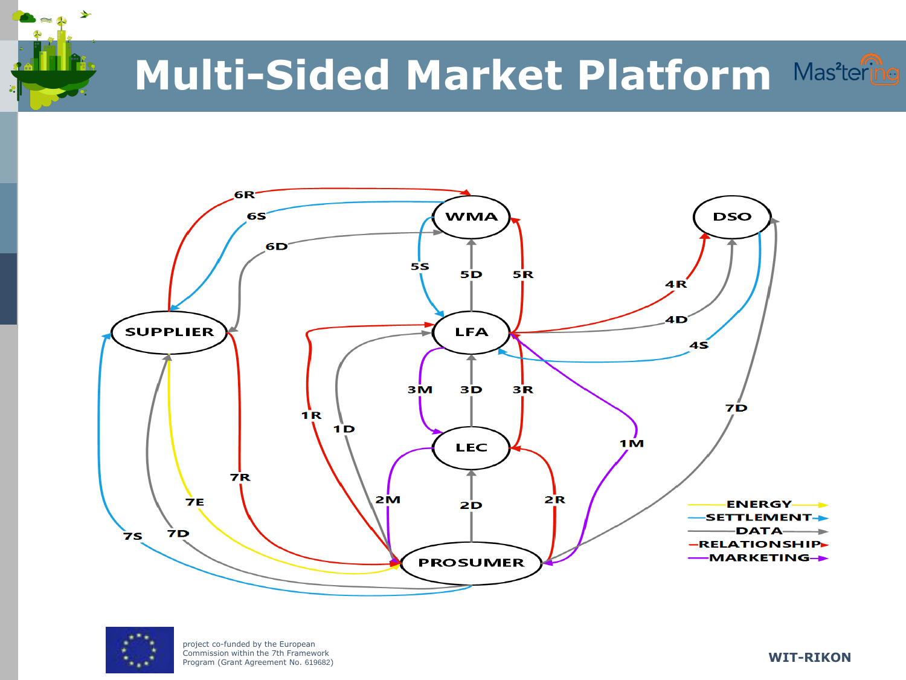# Multi-Sided Market Platform

Mas²tering

6R
6S
6D
WMA
DSO
5S
5D
5R
4R
4D
4S
SUPPLIER
LFA
1R
1D
3M
3D
3R
7D
LEC
1M
7R
7E
2M
2D
2R
7S
7D
PROSUMER

ENERGY
SETTLEMENT
DATA
RELATIONSHIP
MARKETING

project co-funded by the European Commission within the 7th Framework Program (Grant Agreement No. 619682)

WIT-RIKON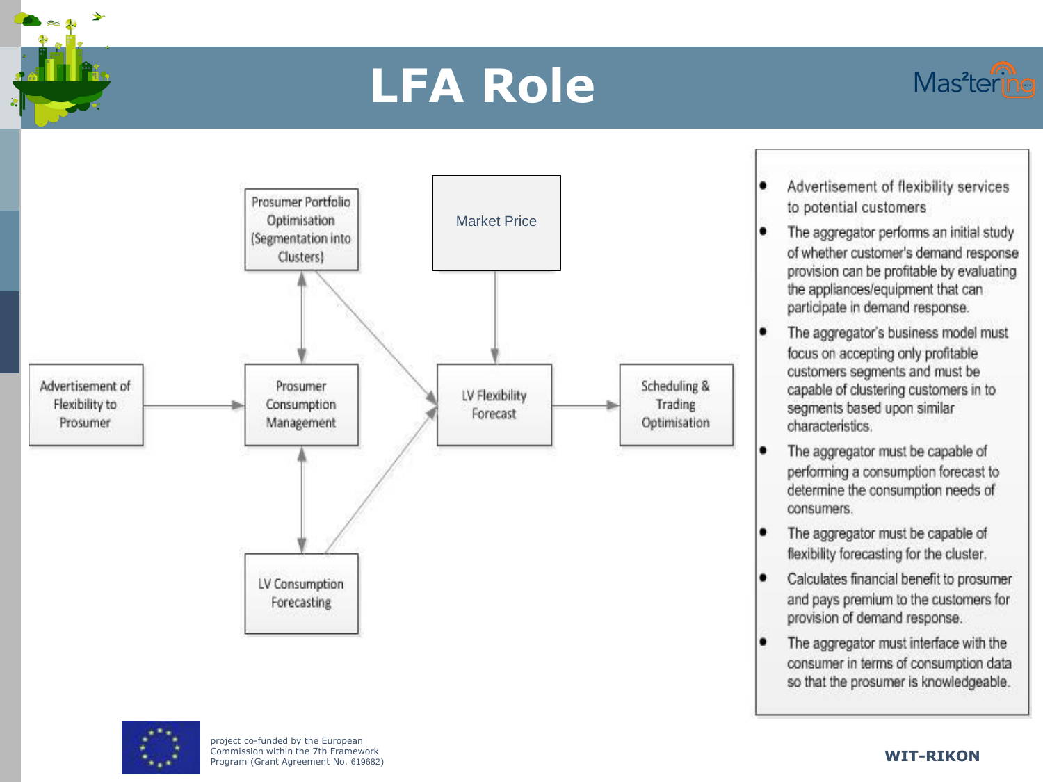# LFA Role

Prosumer Portfolio Optimisation (Segmentation into Clusters)

Market Price

Advertisement of Flexibility to Prosumer

Prosumer Consumption Management

LV Flexibility Forecast

Scheduling & Trading Optimisation

LV Consumption Forecasting

- Advertisement of flexibility services to potential customers
- The aggregator performs an initial study of whether customer's demand response provision can be profitable by evaluating the appliances/equipment that can participate in demand response.
- The aggregator's business model must focus on accepting only profitable customers segments and must be capable of clustering customers in to segments based upon similar characteristics.
- The aggregator must be capable of performing a consumption forecast to determine the consumption needs of consumers.
- The aggregator must be capable of flexibility forecasting for the cluster.
- Calculates financial benefit to prosumer and pays premium to the customers for provision of demand response.
- The aggregator must interface with the consumer in terms of consumption data so that the prosumer is knowledgeable.

project co-funded by the European Commission within the 7th Framework Program (Grant Agreement No. 619682)

WIT-RIKON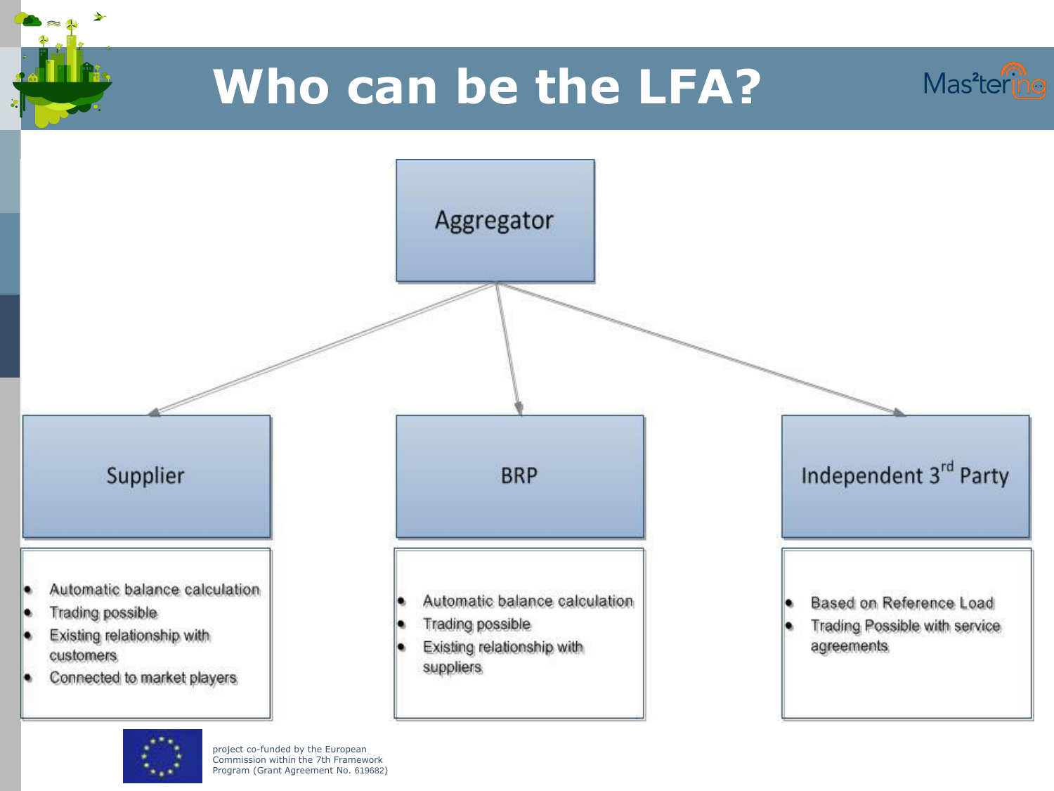# Who can be the LFA?

Aggregator

Supplier

- Automatic balance calculation
- Trading possible
- Existing relationship with customers
- Connected to market players

BRP

- Automatic balance calculation
- Trading possible
- Existing relationship with suppliers

Independent 3rd Party

- Based on Reference Load
- Trading Possible with service agreements

project co-funded by the European Commission within the 7th Framework Program (Grant Agreement No. 619682)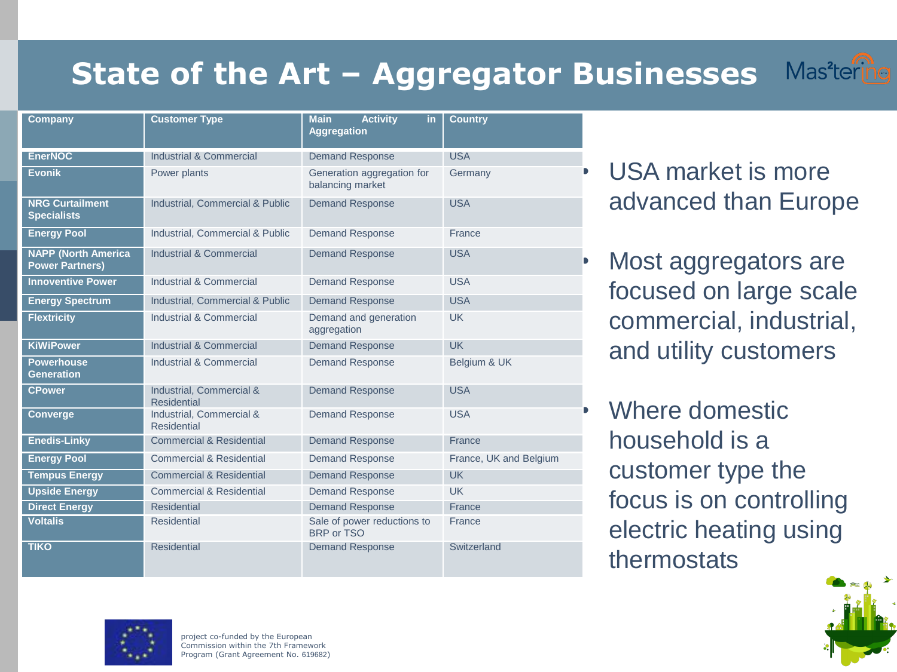# State of the Art – Aggregator Businesses

| Company | Customer Type | Main Activity in Aggregation | Country |
|---|---|---|---|
| EnerNOC | Industrial & Commercial | Demand Response | USA |
| Evonik | Power plants | Generation aggregation for balancing market | Germany |
| NRG Curtailment Specialists | Industrial, Commercial & Public | Demand Response | USA |
| Energy Pool | Industrial, Commercial & Public | Demand Response | France |
| NAPP (North America Power Partners) | Industrial & Commercial | Demand Response | USA |
| Innoventive Power | Industrial & Commercial | Demand Response | USA |
| Energy Spectrum | Industrial, Commercial & Public | Demand Response | USA |
| Flextricity | Industrial & Commercial | Demand and generation aggregation | UK |
| KiWiPower | Industrial & Commercial | Demand Response | UK |
| Powerhouse Generation | Industrial & Commercial | Demand Response | Belgium & UK |
| CPower | Industrial, Commercial & Residential | Demand Response | USA |
| Converge | Industrial, Commercial & Residential | Demand Response | USA |
| Enedis-Linky | Commercial & Residential | Demand Response | France |
| Energy Pool | Commercial & Residential | Demand Response | France, UK and Belgium |
| Tempus Energy | Commercial & Residential | Demand Response | UK |
| Upside Energy | Commercial & Residential | Demand Response | UK |
| Direct Energy | Residential | Demand Response | France |
| Voltalis | Residential | Sale of power reductions to BRP or TSO | France |
| TIKO | Residential | Demand Response | Switzerland |

- USA market is more advanced than Europe
- Most aggregators are focused on large scale commercial, industrial, and utility customers
- Where domestic household is a customer type the focus is on controlling electric heating using thermostats

project co-funded by the European Commission within the 7th Framework Program (Grant Agreement No. 619682)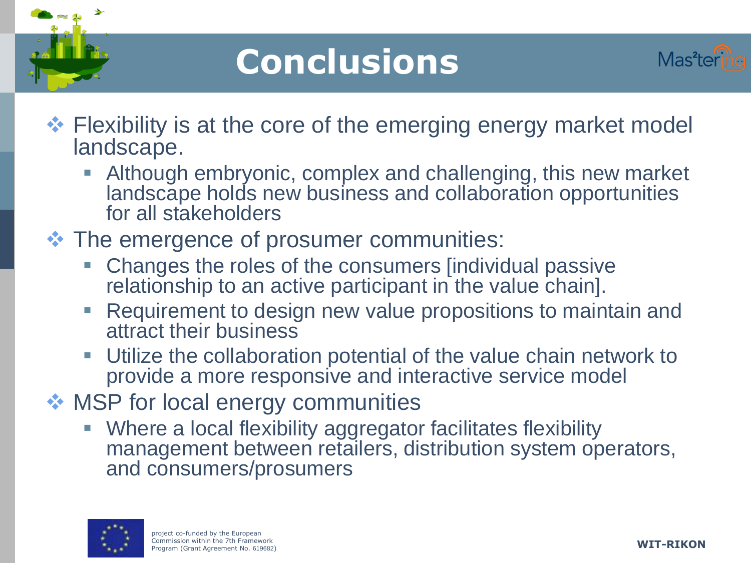# Conclusions

- Flexibility is at the core of the emerging energy market model landscape.
  - Although embryonic, complex and challenging, this new market landscape holds new business and collaboration opportunities for all stakeholders
- The emergence of prosumer communities:
  - Changes the roles of the consumers [individual passive relationship to an active participant in the value chain].
  - Requirement to design new value propositions to maintain and attract their business
  - Utilize the collaboration potential of the value chain network to provide a more responsive and interactive service model
- MSP for local energy communities
  - Where a local flexibility aggregator facilitates flexibility management between retailers, distribution system operators, and consumers/prosumers

project co-funded by the European Commission within the 7th Framework Program (Grant Agreement No. 619682)

WIT-RIKON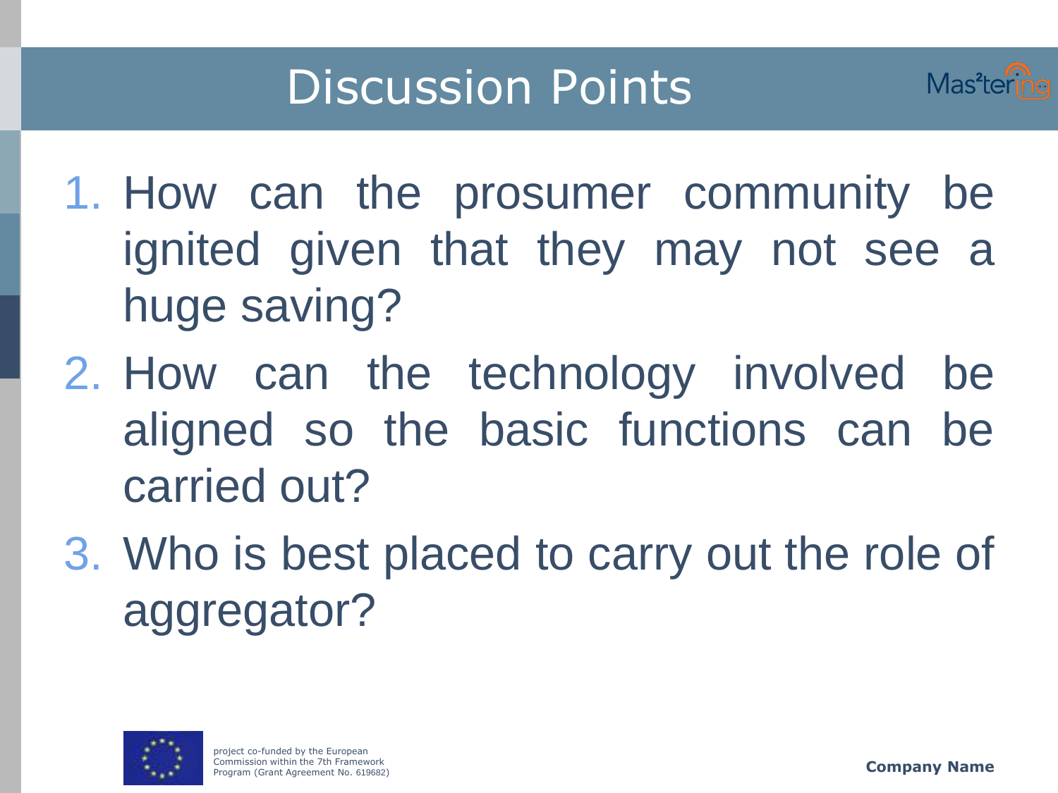# Discussion Points

1. How can the prosumer community be ignited given that they may not see a huge saving?
2. How can the technology involved be aligned so the basic functions can be carried out?
3. Who is best placed to carry out the role of aggregator?

project co-funded by the European Commission within the 7th Framework Program (Grant Agreement No. 619682)

**Company Name**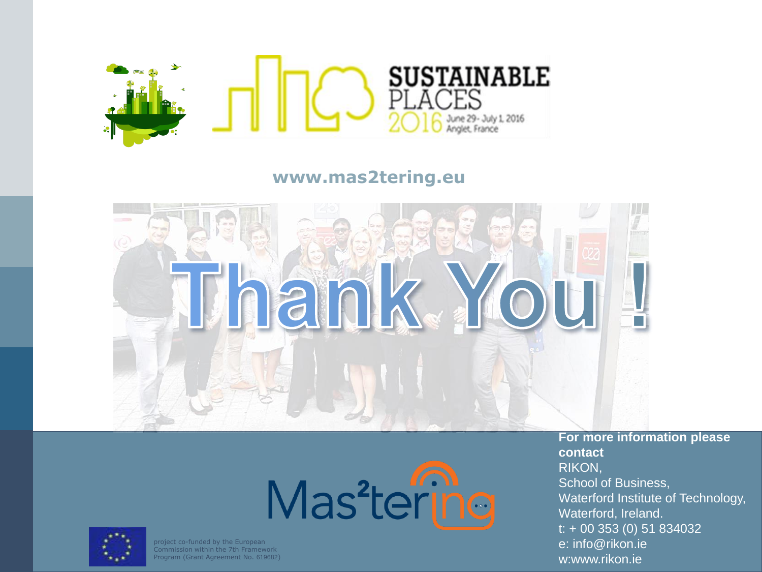SUSTAINABLE PLACES 2016 June 29- July 1, 2016 Anglet, France

**www.mas2tering.eu**

# Thank You !

Mas²tering

project co-funded by the European Commission within the 7th Framework Program (Grant Agreement No. 619682)

**For more information please contact**

RIKON,
School of Business,
Waterford Institute of Technology,
Waterford, Ireland.
t: + 00 353 (0) 51 834032
e: info@rikon.ie
w:www.rikon.ie